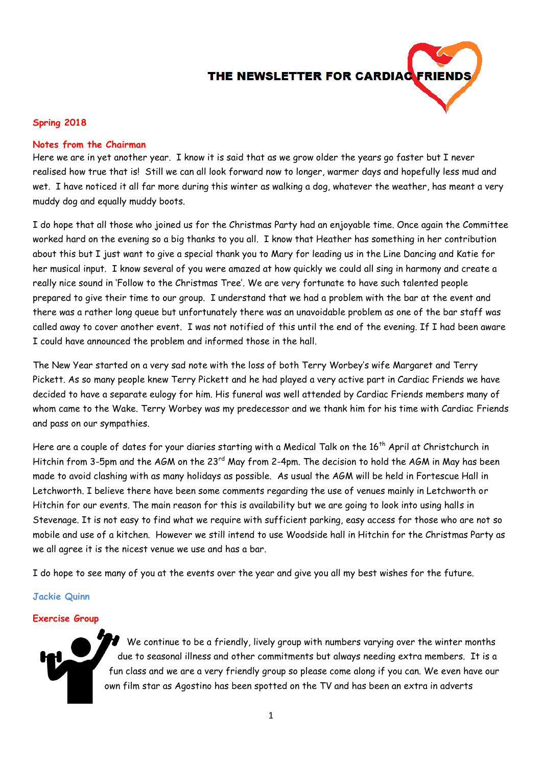# THE NEWSLETTER FOR CARDIAC FRIENDS

**Spring 2018**

## Notes from the Chairman

Here we are in yet another year. I know it is said that as we grow older the years go faster but I never realised how true that is! Still we can all look forward now to longer, warmer days and hopefully less mud and wet. I have noticed it all far more during this winter as walking a dog, whatever the weather, has meant a very muddy dog and equally muddy boots.

I do hope that all those who joined us for the Christmas Party had an enjoyable time. Once again the Committee worked hard on the evening so a big thanks to you all. I know that Heather has something in her contribution about this but I just want to give a special thank you to Mary for leading us in the Line Dancing and Katie for her musical input. I know several of you were amazed at how quickly we could all sing in harmony and create a really nice sound in 'Follow to the Christmas Tree'. We are very fortunate to have such talented people prepared to give their time to our group. I understand that we had a problem with the bar at the event and there was a rather long queue but unfortunately there was an unavoidable problem as one of the bar staff was called away to cover another event. I was not notified of this until the end of the evening. If I had been aware I could have announced the problem and informed those in the hall.

The New Year started on a very sad note with the loss of both Terry Worbey's wife Margaret and Terry Pickett. As so many people knew Terry Pickett and he had played a very active part in Cardiac Friends we have decided to have a separate eulogy for him. His funeral was well attended by Cardiac Friends members many of whom came to the Wake. Terry Worbey was my predecessor and we thank him for his time with Cardiac Friends and pass on our sympathies.

Here are a couple of dates for your diaries starting with a Medical Talk on the 16th April at Christchurch in Hitchin from 3-5pm and the AGM on the 23rd May from 2-4pm. The decision to hold the AGM in May has been made to avoid clashing with as many holidays as possible. As usual the AGM will be held in Fortescue Hall in Letchworth. I believe there have been some comments regarding the use of venues mainly in Letchworth or Hitchin for our events. The main reason for this is availability but we are going to look into using halls in Stevenage. It is not easy to find what we require with sufficient parking, easy access for those who are not so mobile and use of a kitchen. However we still intend to use Woodside hall in Hitchin for the Christmas Party as we all agree it is the nicest venue we use and has a bar.

I do hope to see many of you at the events over the year and give you all my best wishes for the future.

**Jackie Quinn**

## Exercise Group

We continue to be a friendly, lively group with numbers varying over the winter months due to seasonal illness and other commitments but always needing extra members. It is a fun class and we are a very friendly group so please come along if you can. We even have our own film star as Agostino has been spotted on the TV and has been an extra in adverts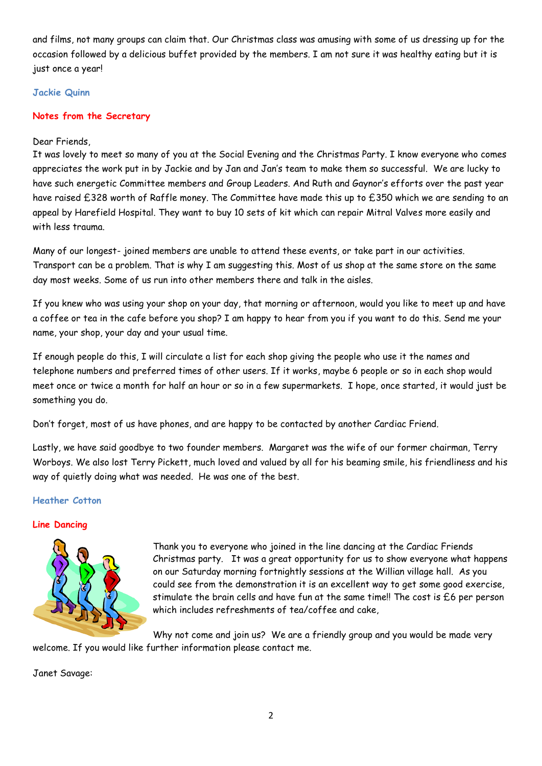and films, not many groups can claim that. Our Christmas class was amusing with some of us dressing up for the occasion followed by a delicious buffet provided by the members. I am not sure it was healthy eating but it is just once a year!

**Jackie Quinn**

## Notes from the Secretary

Dear Friends,

It was lovely to meet so many of you at the Social Evening and the Christmas Party. I know everyone who comes appreciates the work put in by Jackie and by Jan and Jan's team to make them so successful. We are lucky to have such energetic Committee members and Group Leaders. And Ruth and Gaynor's efforts over the past year have raised £328 worth of Raffle money. The Committee have made this up to £350 which we are sending to an appeal by Harefield Hospital. They want to buy 10 sets of kit which can repair Mitral Valves more easily and with less trauma.

Many of our longest- joined members are unable to attend these events, or take part in our activities. Transport can be a problem. That is why I am suggesting this. Most of us shop at the same store on the same day most weeks. Some of us run into other members there and talk in the aisles.

If you knew who was using your shop on your day, that morning or afternoon, would you like to meet up and have a coffee or tea in the cafe before you shop? I am happy to hear from you if you want to do this. Send me your name, your shop, your day and your usual time.

If enough people do this, I will circulate a list for each shop giving the people who use it the names and telephone numbers and preferred times of other users. If it works, maybe 6 people or so in each shop would meet once or twice a month for half an hour or so in a few supermarkets. I hope, once started, it would just be something you do.

Don't forget, most of us have phones, and are happy to be contacted by another Cardiac Friend.

Lastly, we have said goodbye to two founder members. Margaret was the wife of our former chairman, Terry Worboys. We also lost Terry Pickett, much loved and valued by all for his beaming smile, his friendliness and his way of quietly doing what was needed. He was one of the best.

**Heather Cotton**

## Line Dancing

Thank you to everyone who joined in the line dancing at the Cardiac Friends Christmas party. It was a great opportunity for us to show everyone what happens on our Saturday morning fortnightly sessions at the Willian village hall. As you could see from the demonstration it is an excellent way to get some good exercise, stimulate the brain cells and have fun at the same time!! The cost is £6 per person which includes refreshments of tea/coffee and cake,

Why not come and join us? We are a friendly group and you would be made very welcome. If you would like further information please contact me.

Janet Savage: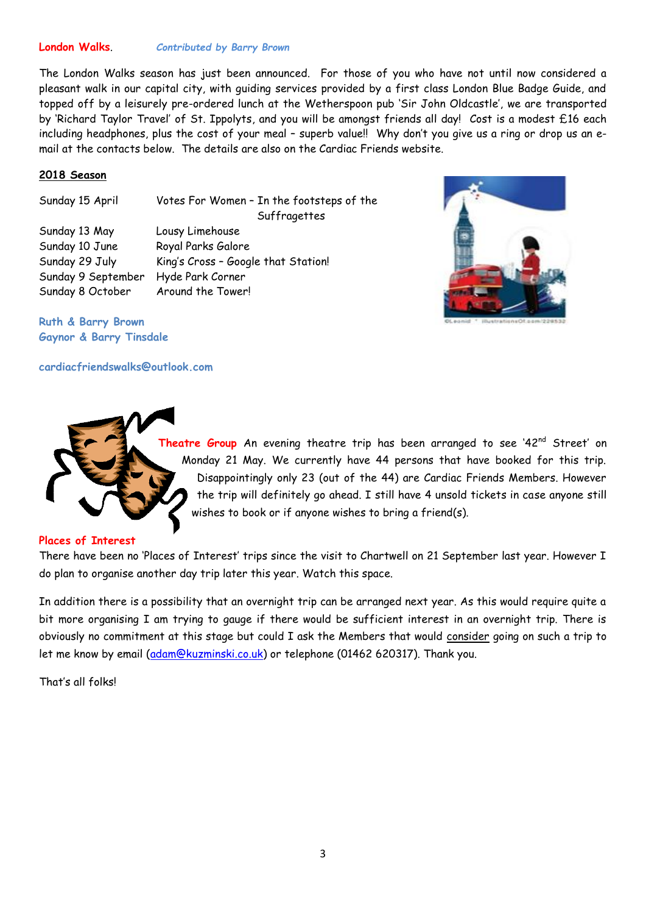**London Walks**. *Contributed by Barry Brown*

The London Walks season has just been announced. For those of you who have not until now considered a pleasant walk in our capital city, with guiding services provided by a first class London Blue Badge Guide, and topped off by a leisurely pre-ordered lunch at the Wetherspoon pub 'Sir John Oldcastle', we are transported by 'Richard Taylor Travel' of St. Ippolyts, and you will be amongst friends all day! Cost is a modest £16 each including headphones, plus the cost of your meal – superb value!! Why don't you give us a ring or drop us an e-mail at the contacts below. The details are also on the Cardiac Friends website.

**2018 Season**

| | |
|---|---|
| Sunday 15 April | Votes For Women – In the footsteps of the Suffragettes |
| Sunday 13 May | Lousy Limehouse |
| Sunday 10 June | Royal Parks Galore |
| Sunday 29 July | King's Cross – Google that Station! |
| Sunday 9 September | Hyde Park Corner |
| Sunday 8 October | Around the Tower! |

**Ruth & Barry Brown**
***Gaynor & Barry Tinsdale***

**cardiacfriendswalks@outlook.com**

**Theatre Group** An evening theatre trip has been arranged to see '42nd Street' on Monday 21 May. We currently have 44 persons that have booked for this trip. Disappointingly only 23 (out of the 44) are Cardiac Friends Members. However the trip will definitely go ahead. I still have 4 unsold tickets in case anyone still wishes to book or if anyone wishes to bring a friend(s).

**Places of Interest**

There have been no 'Places of Interest' trips since the visit to Chartwell on 21 September last year. However I do plan to organise another day trip later this year. Watch this space.

In addition there is a possibility that an overnight trip can be arranged next year. As this would require quite a bit more organising I am trying to gauge if there would be sufficient interest in an overnight trip. There is obviously no commitment at this stage but could I ask the Members that would consider going on such a trip to let me know by email (adam@kuzminski.co.uk) or telephone (01462 620317). Thank you.

That's all folks!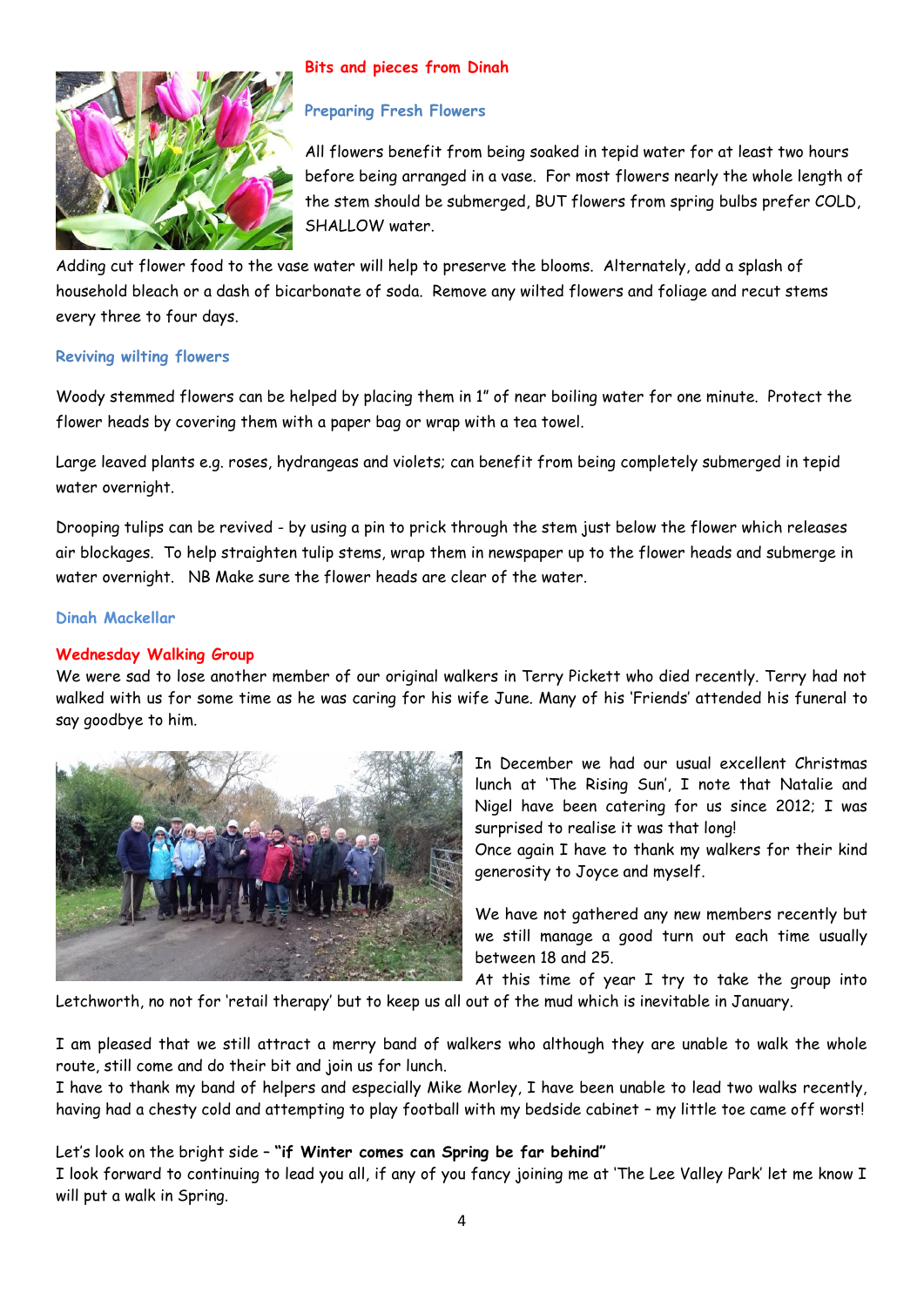## Bits and pieces from Dinah

### Preparing Fresh Flowers

All flowers benefit from being soaked in tepid water for at least two hours before being arranged in a vase. For most flowers nearly the whole length of the stem should be submerged, BUT flowers from spring bulbs prefer COLD, SHALLOW water.

Adding cut flower food to the vase water will help to preserve the blooms. Alternately, add a splash of household bleach or a dash of bicarbonate of soda. Remove any wilted flowers and foliage and recut stems every three to four days.

### Reviving wilting flowers

Woody stemmed flowers can be helped by placing them in 1" of near boiling water for one minute. Protect the flower heads by covering them with a paper bag or wrap with a tea towel.

Large leaved plants e.g. roses, hydrangeas and violets; can benefit from being completely submerged in tepid water overnight.

Drooping tulips can be revived - by using a pin to prick through the stem just below the flower which releases air blockages. To help straighten tulip stems, wrap them in newspaper up to the flower heads and submerge in water overnight. NB Make sure the flower heads are clear of the water.

**Dinah Mackellar**

## Wednesday Walking Group

We were sad to lose another member of our original walkers in Terry Pickett who died recently. Terry had not walked with us for some time as he was caring for his wife June. Many of his 'Friends' attended his funeral to say goodbye to him.

In December we had our usual excellent Christmas lunch at 'The Rising Sun', I note that Natalie and Nigel have been catering for us since 2012; I was surprised to realise it was that long!
Once again I have to thank my walkers for their kind generosity to Joyce and myself.

We have not gathered any new members recently but we still manage a good turn out each time usually between 18 and 25.
At this time of year I try to take the group into Letchworth, no not for 'retail therapy' but to keep us all out of the mud which is inevitable in January.

I am pleased that we still attract a merry band of walkers who although they are unable to walk the whole route, still come and do their bit and join us for lunch.
I have to thank my band of helpers and especially Mike Morley, I have been unable to lead two walks recently, having had a chesty cold and attempting to play football with my bedside cabinet – my little toe came off worst!

Let's look on the bright side – **"if Winter comes can Spring be far behind"**
I look forward to continuing to lead you all, if any of you fancy joining me at 'The Lee Valley Park' let me know I will put a walk in Spring.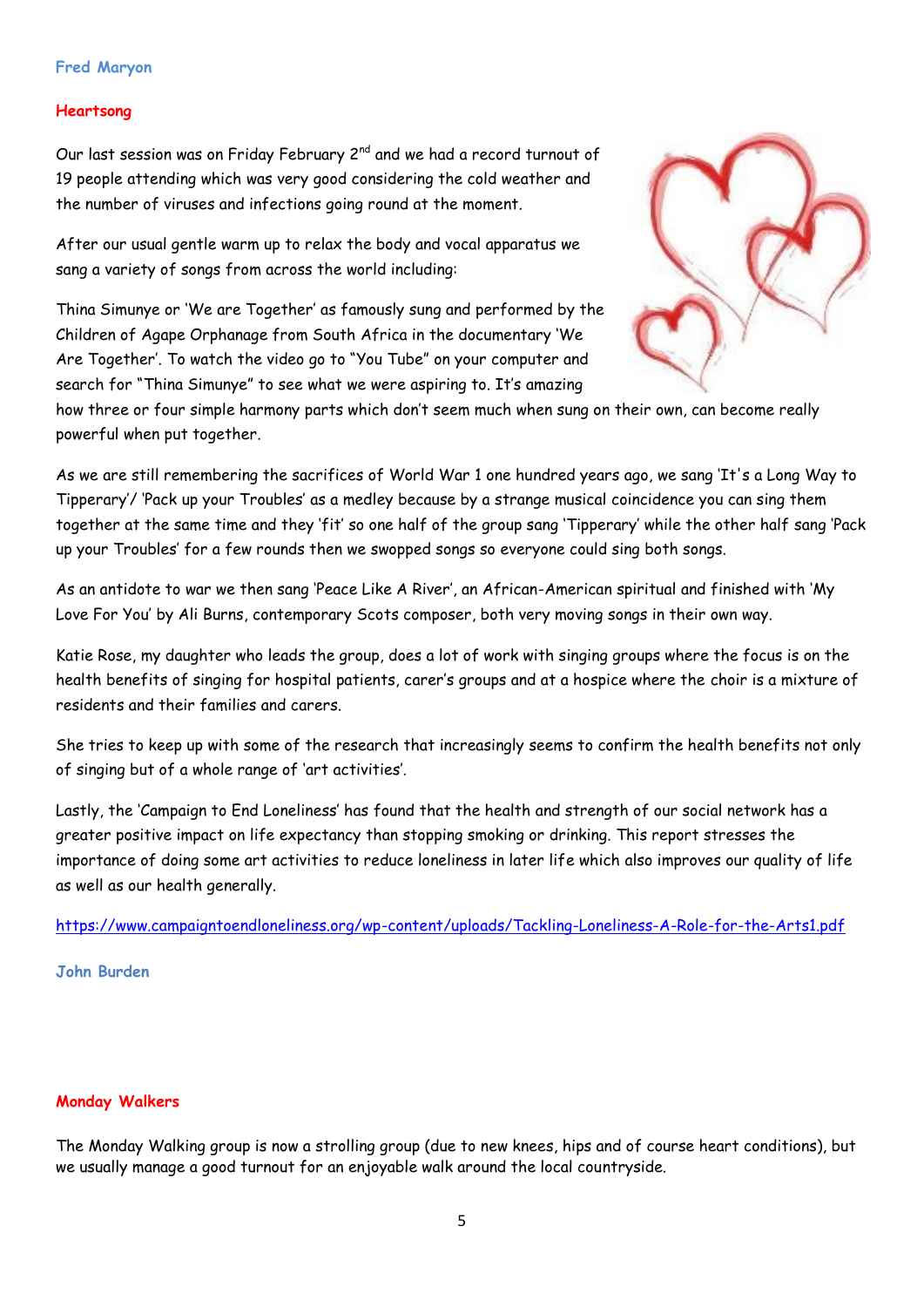**Fred Maryon**

## Heartsong

Our last session was on Friday February 2nd and we had a record turnout of 19 people attending which was very good considering the cold weather and the number of viruses and infections going round at the moment.

After our usual gentle warm up to relax the body and vocal apparatus we sang a variety of songs from across the world including:

Thina Simunye or 'We are Together' as famously sung and performed by the Children of Agape Orphanage from South Africa in the documentary 'We Are Together'. To watch the video go to "You Tube" on your computer and search for "Thina Simunye" to see what we were aspiring to. It's amazing how three or four simple harmony parts which don't seem much when sung on their own, can become really powerful when put together.

As we are still remembering the sacrifices of World War 1 one hundred years ago, we sang 'It's a Long Way to Tipperary'/ 'Pack up your Troubles' as a medley because by a strange musical coincidence you can sing them together at the same time and they 'fit' so one half of the group sang 'Tipperary' while the other half sang 'Pack up your Troubles' for a few rounds then we swopped songs so everyone could sing both songs.

As an antidote to war we then sang 'Peace Like A River', an African-American spiritual and finished with 'My Love For You' by Ali Burns, contemporary Scots composer, both very moving songs in their own way.

Katie Rose, my daughter who leads the group, does a lot of work with singing groups where the focus is on the health benefits of singing for hospital patients, carer's groups and at a hospice where the choir is a mixture of residents and their families and carers.

She tries to keep up with some of the research that increasingly seems to confirm the health benefits not only of singing but of a whole range of 'art activities'.

Lastly, the 'Campaign to End Loneliness' has found that the health and strength of our social network has a greater positive impact on life expectancy than stopping smoking or drinking. This report stresses the importance of doing some art activities to reduce loneliness in later life which also improves our quality of life as well as our health generally.

https://www.campaigntoendloneliness.org/wp-content/uploads/Tackling-Loneliness-A-Role-for-the-Arts1.pdf

**John Burden**

## Monday Walkers

The Monday Walking group is now a strolling group (due to new knees, hips and of course heart conditions), but we usually manage a good turnout for an enjoyable walk around the local countryside.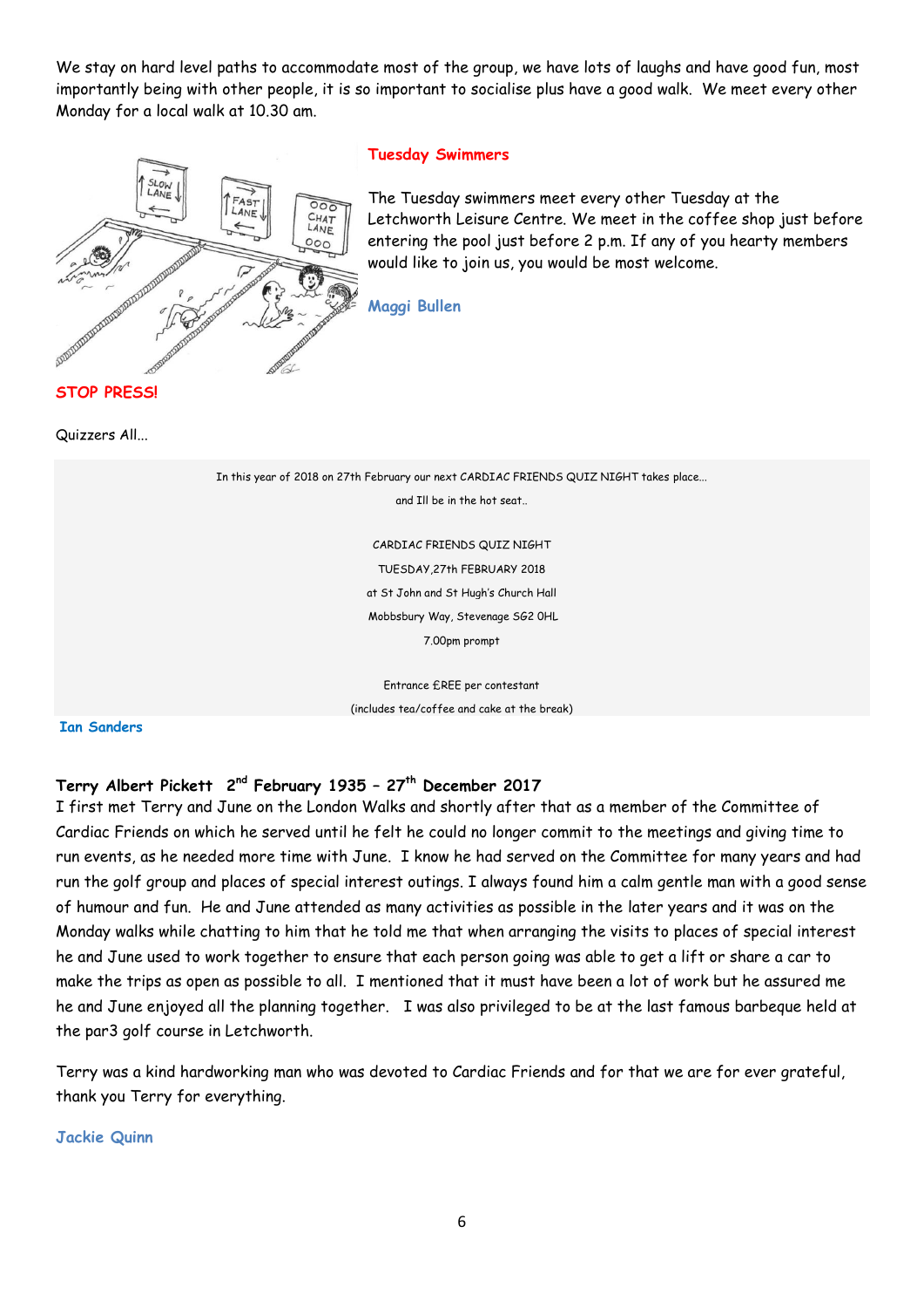We stay on hard level paths to accommodate most of the group, we have lots of laughs and have good fun, most importantly being with other people, it is so important to socialise plus have a good walk. We meet every other Monday for a local walk at 10.30 am.

## Tuesday Swimmers

The Tuesday swimmers meet every other Tuesday at the Letchworth Leisure Centre. We meet in the coffee shop just before entering the pool just before 2 p.m. If any of you hearty members would like to join us, you would be most welcome.

**Maggi Bullen**

## STOP PRESS!

Quizzers All...

In this year of 2018 on 27th February our next CARDIAC FRIENDS QUIZ NIGHT takes place...

and Ill be in the hot seat..

CARDIAC FRIENDS QUIZ NIGHT

TUESDAY,27th FEBRUARY 2018

at St John and St Hugh's Church Hall

Mobbsbury Way, Stevenage SG2 0HL

7.00pm prompt

Entrance £REE per contestant

(includes tea/coffee and cake at the break)

**Ian Sanders**

## Terry Albert Pickett 2nd February 1935 – 27th December 2017

I first met Terry and June on the London Walks and shortly after that as a member of the Committee of Cardiac Friends on which he served until he felt he could no longer commit to the meetings and giving time to run events, as he needed more time with June. I know he had served on the Committee for many years and had run the golf group and places of special interest outings. I always found him a calm gentle man with a good sense of humour and fun. He and June attended as many activities as possible in the later years and it was on the Monday walks while chatting to him that he told me that when arranging the visits to places of special interest he and June used to work together to ensure that each person going was able to get a lift or share a car to make the trips as open as possible to all. I mentioned that it must have been a lot of work but he assured me he and June enjoyed all the planning together. I was also privileged to be at the last famous barbeque held at the par3 golf course in Letchworth.

Terry was a kind hardworking man who was devoted to Cardiac Friends and for that we are for ever grateful, thank you Terry for everything.

**Jackie Quinn**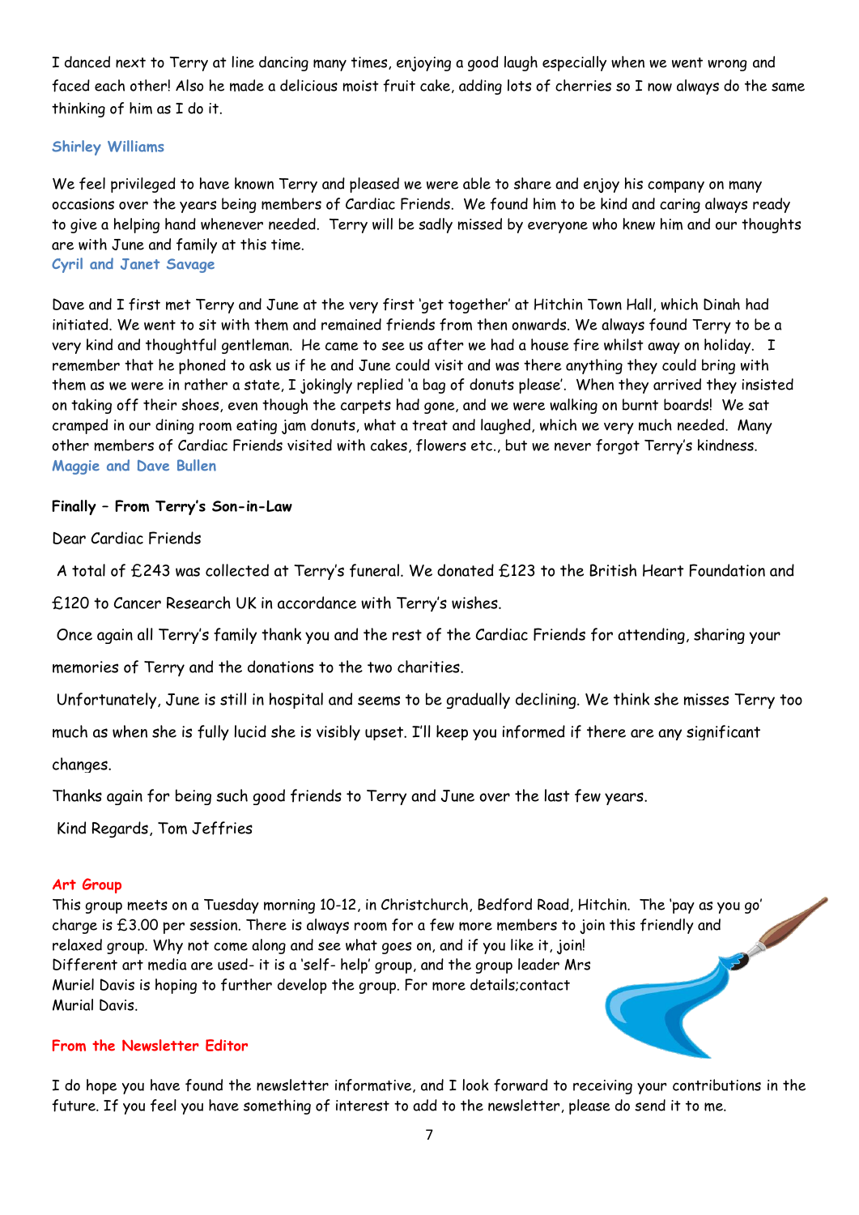I danced next to Terry at line dancing many times, enjoying a good laugh especially when we went wrong and faced each other! Also he made a delicious moist fruit cake, adding lots of cherries so I now always do the same thinking of him as I do it.

**Shirley Williams**

We feel privileged to have known Terry and pleased we were able to share and enjoy his company on many occasions over the years being members of Cardiac Friends. We found him to be kind and caring always ready to give a helping hand whenever needed. Terry will be sadly missed by everyone who knew him and our thoughts are with June and family at this time.

**Cyril and Janet Savage**

Dave and I first met Terry and June at the very first 'get together' at Hitchin Town Hall, which Dinah had initiated. We went to sit with them and remained friends from then onwards. We always found Terry to be a very kind and thoughtful gentleman. He came to see us after we had a house fire whilst away on holiday. I remember that he phoned to ask us if he and June could visit and was there anything they could bring with them as we were in rather a state, I jokingly replied 'a bag of donuts please'. When they arrived they insisted on taking off their shoes, even though the carpets had gone, and we were walking on burnt boards! We sat cramped in our dining room eating jam donuts, what a treat and laughed, which we very much needed. Many other members of Cardiac Friends visited with cakes, flowers etc., but we never forgot Terry's kindness.

**Maggie and Dave Bullen**

**Finally – From Terry's Son-in-Law**

Dear Cardiac Friends

A total of £243 was collected at Terry's funeral. We donated £123 to the British Heart Foundation and £120 to Cancer Research UK in accordance with Terry's wishes.

Once again all Terry's family thank you and the rest of the Cardiac Friends for attending, sharing your memories of Terry and the donations to the two charities.

Unfortunately, June is still in hospital and seems to be gradually declining. We think she misses Terry too much as when she is fully lucid she is visibly upset. I'll keep you informed if there are any significant changes.

Thanks again for being such good friends to Terry and June over the last few years.

Kind Regards, Tom Jeffries

## Art Group

This group meets on a Tuesday morning 10-12, in Christchurch, Bedford Road, Hitchin. The 'pay as you go' charge is £3.00 per session. There is always room for a few more members to join this friendly and relaxed group. Why not come along and see what goes on, and if you like it, join! Different art media are used- it is a 'self- help' group, and the group leader Mrs Muriel Davis is hoping to further develop the group. For more details;contact Murial Davis.

## From the Newsletter Editor

I do hope you have found the newsletter informative, and I look forward to receiving your contributions in the future. If you feel you have something of interest to add to the newsletter, please do send it to me.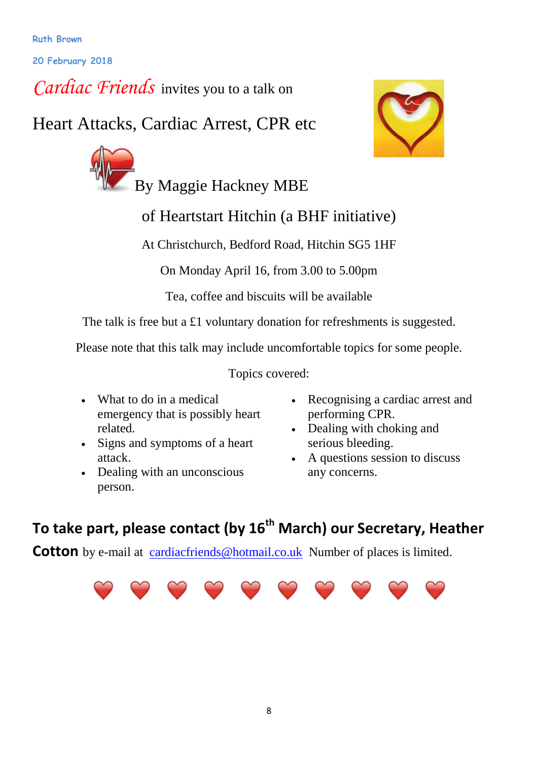Ruth Brown

20 February 2018

*Cardiac Friends* invites you to a talk on

# Heart Attacks, Cardiac Arrest, CPR etc

## By Maggie Hackney MBE

## of Heartstart Hitchin (a BHF initiative)

At Christchurch, Bedford Road, Hitchin SG5 1HF

On Monday April 16, from 3.00 to 5.00pm

Tea, coffee and biscuits will be available

The talk is free but a £1 voluntary donation for refreshments is suggested.

Please note that this talk may include uncomfortable topics for some people.

Topics covered:

- What to do in a medical emergency that is possibly heart related.
- Signs and symptoms of a heart attack.
- Dealing with an unconscious person.
- Recognising a cardiac arrest and performing CPR.
- Dealing with choking and serious bleeding.
- A questions session to discuss any concerns.

**To take part, please contact (by 16th March) our Secretary, Heather Cotton** by e-mail at cardiacfriends@hotmail.co.uk Number of places is limited.